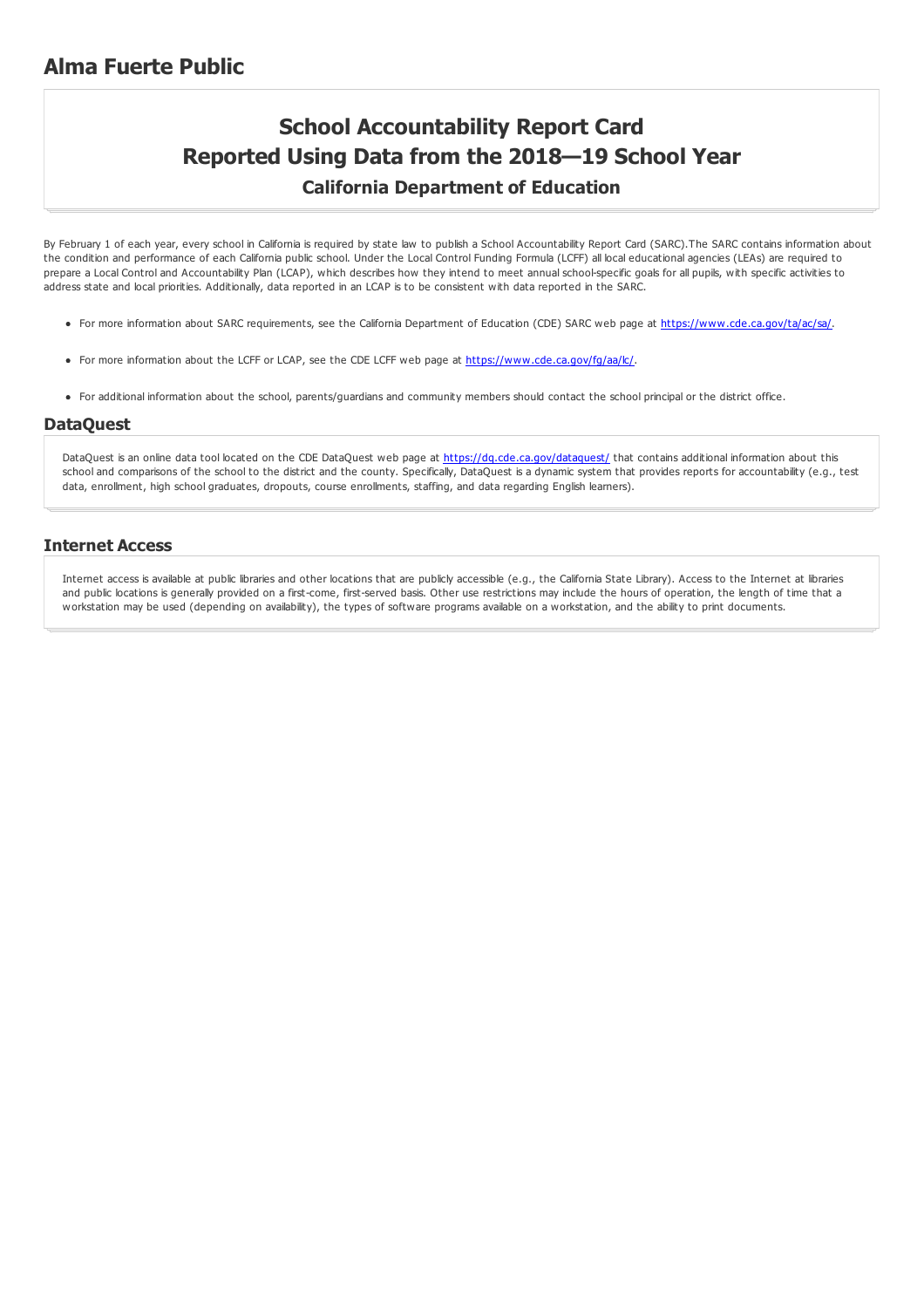# Alma Fuerte Public

## School Accountability Report Card
## Reported Using Data from the 2018—19 School Year
### California Department of Education

By February 1 of each year, every school in California is required by state law to publish a School Accountability Report Card (SARC).The SARC contains information about the condition and performance of each California public school. Under the Local Control Funding Formula (LCFF) all local educational agencies (LEAs) are required to prepare a Local Control and Accountability Plan (LCAP), which describes how they intend to meet annual school-specific goals for all pupils, with specific activities to address state and local priorities. Additionally, data reported in an LCAP is to be consistent with data reported in the SARC.

- For more information about SARC requirements, see the California Department of Education (CDE) SARC web page at https://www.cde.ca.gov/ta/ac/sa/.
- For more information about the LCFF or LCAP, see the CDE LCFF web page at https://www.cde.ca.gov/fg/aa/lc/.
- For additional information about the school, parents/guardians and community members should contact the school principal or the district office.

## DataQuest

DataQuest is an online data tool located on the CDE DataQuest web page at https://dq.cde.ca.gov/dataquest/ that contains additional information about this school and comparisons of the school to the district and the county. Specifically, DataQuest is a dynamic system that provides reports for accountability (e.g., test data, enrollment, high school graduates, dropouts, course enrollments, staffing, and data regarding English learners).

## Internet Access

Internet access is available at public libraries and other locations that are publicly accessible (e.g., the California State Library). Access to the Internet at libraries and public locations is generally provided on a first-come, first-served basis. Other use restrictions may include the hours of operation, the length of time that a workstation may be used (depending on availability), the types of software programs available on a workstation, and the ability to print documents.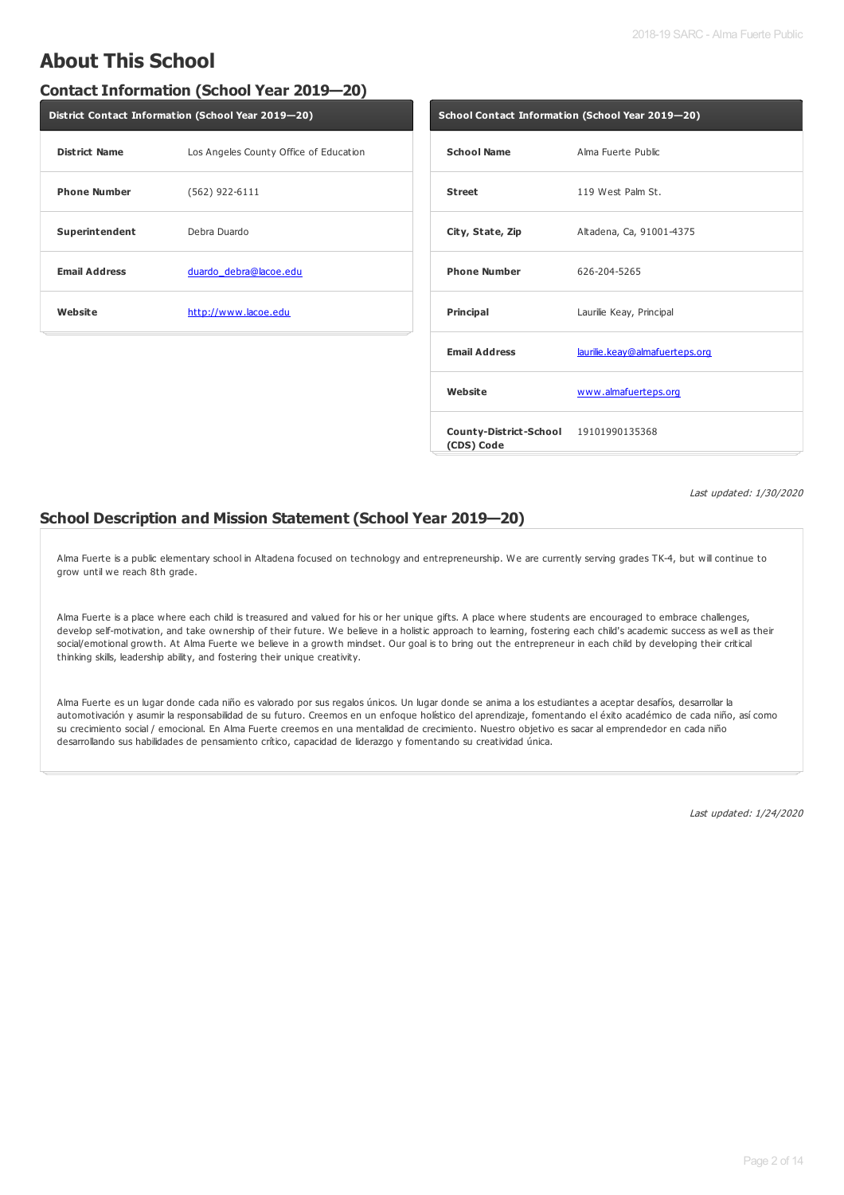# About This School

## Contact Information (School Year 2019—20)

| District Contact Information (School Year 2019—20) | |
|---|---|
| **District Name** | Los Angeles County Office of Education |
| **Phone Number** | (562) 922-6111 |
| **Superintendent** | Debra Duardo |
| **Email Address** | duardo_debra@lacoe.edu |
| **Website** | http://www.lacoe.edu |

| School Contact Information (School Year 2019—20) | |
|---|---|
| **School Name** | Alma Fuerte Public |
| **Street** | 119 West Palm St. |
| **City, State, Zip** | Altadena, Ca, 91001-4375 |
| **Phone Number** | 626-204-5265 |
| **Principal** | Laurilie Keay, Principal |
| **Email Address** | laurilie.keay@almafuerteps.org |
| **Website** | www.almafuerteps.org |
| **County-District-School (CDS) Code** | 19101990135368 |

*Last updated: 1/30/2020*

## School Description and Mission Statement (School Year 2019—20)

Alma Fuerte is a public elementary school in Altadena focused on technology and entrepreneurship. We are currently serving grades TK-4, but will continue to grow until we reach 8th grade.

Alma Fuerte is a place where each child is treasured and valued for his or her unique gifts. A place where students are encouraged to embrace challenges, develop self-motivation, and take ownership of their future. We believe in a holistic approach to learning, fostering each child's academic success as well as their social/emotional growth. At Alma Fuerte we believe in a growth mindset. Our goal is to bring out the entrepreneur in each child by developing their critical thinking skills, leadership ability, and fostering their unique creativity.

Alma Fuerte es un lugar donde cada niño es valorado por sus regalos únicos. Un lugar donde se anima a los estudiantes a aceptar desafíos, desarrollar la automotivación y asumir la responsabilidad de su futuro. Creemos en un enfoque holístico del aprendizaje, fomentando el éxito académico de cada niño, así como su crecimiento social / emocional. En Alma Fuerte creemos en una mentalidad de crecimiento. Nuestro objetivo es sacar al emprendedor en cada niño desarrollando sus habilidades de pensamiento crítico, capacidad de liderazgo y fomentando su creatividad única.

*Last updated: 1/24/2020*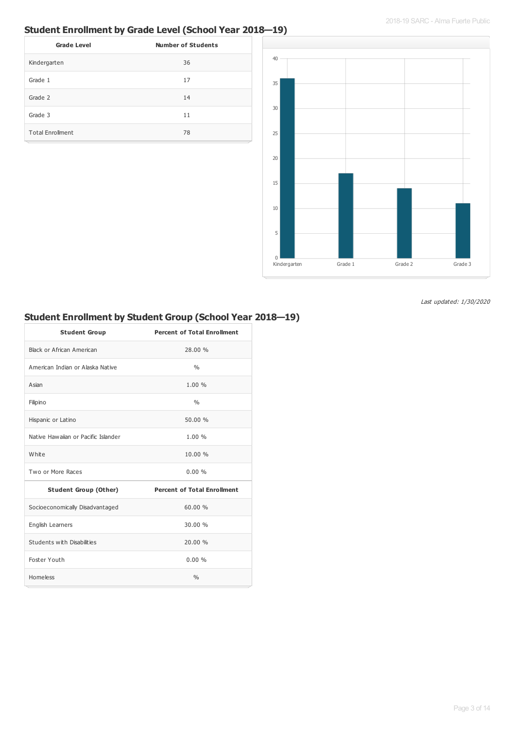## Student Enrollment by Grade Level (School Year 2018—19)

| Grade Level | Number of Students |
|---|---|
| Kindergarten | 36 |
| Grade 1 | 17 |
| Grade 2 | 14 |
| Grade 3 | 11 |
| Total Enrollment | 78 |

40
35
30
25
20
15
10
5
0
Kindergarten
Grade 1
Grade 2
Grade 3

*Last updated: 1/30/2020*

## Student Enrollment by Student Group (School Year 2018—19)

| Student Group | Percent of Total Enrollment |
|---|---|
| Black or African American | 28.00 % |
| American Indian or Alaska Native | % |
| Asian | 1.00 % |
| Filipino | % |
| Hispanic or Latino | 50.00 % |
| Native Hawaiian or Pacific Islander | 1.00 % |
| White | 10.00 % |
| Two or More Races | 0.00 % |
| **Student Group (Other)** | **Percent of Total Enrollment** |
| Socioeconomically Disadvantaged | 60.00 % |
| English Learners | 30.00 % |
| Students with Disabilities | 20.00 % |
| Foster Youth | 0.00 % |
| Homeless | % |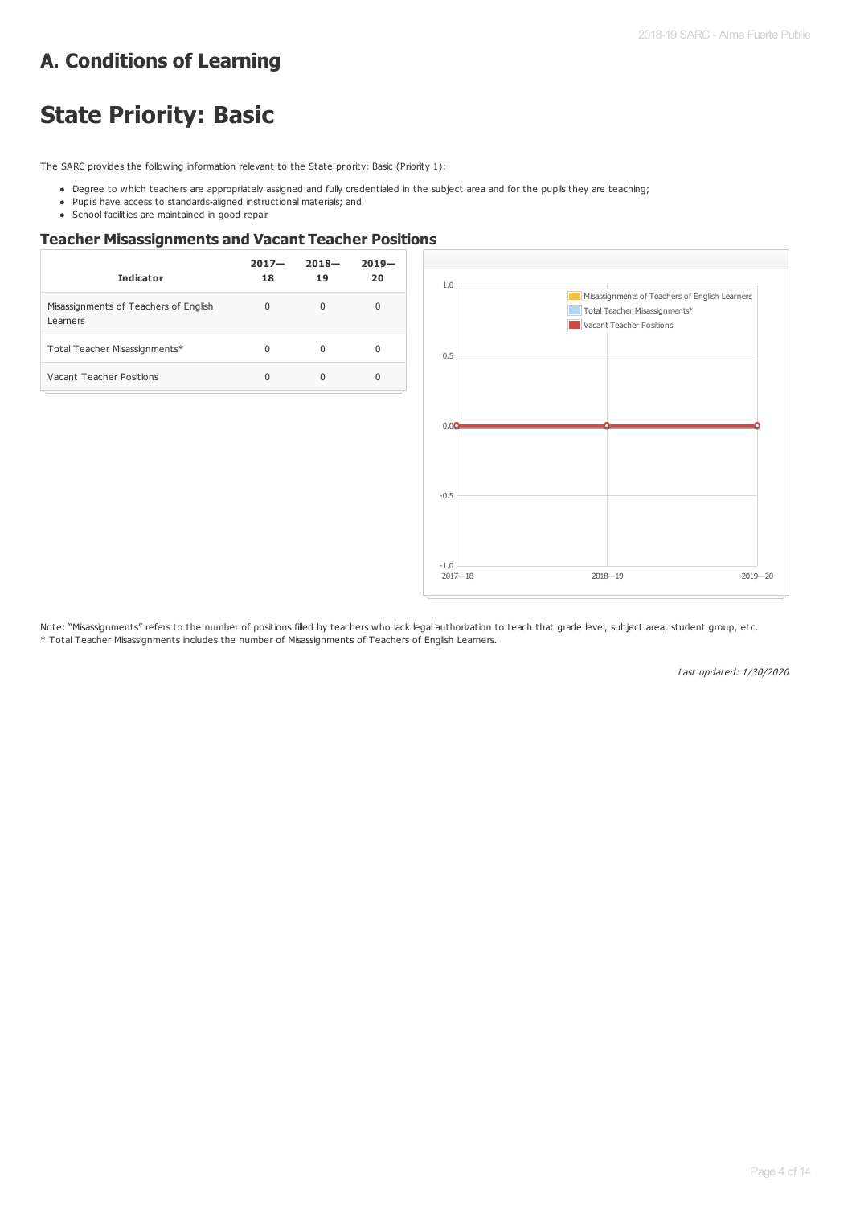# A. Conditions of Learning

# State Priority: Basic

The SARC provides the following information relevant to the State priority: Basic (Priority 1):

- Degree to which teachers are appropriately assigned and fully credentialed in the subject area and for the pupils they are teaching;
- Pupils have access to standards-aligned instructional materials; and
- School facilities are maintained in good repair

### Teacher Misassignments and Vacant Teacher Positions

| Indicator | 2017—18 | 2018—19 | 2019—20 |
|---|---|---|---|
| Misassignments of Teachers of English Learners | 0 | 0 | 0 |
| Total Teacher Misassignments* | 0 | 0 | 0 |
| Vacant Teacher Positions | 0 | 0 | 0 |

1.0
0.5
0.0
-0.5
-1.0
2017—18
2018—19
2019—20
Misassignments of Teachers of English Learners
Total Teacher Misassignments*
Vacant Teacher Positions

Note: "Misassignments" refers to the number of positions filled by teachers who lack legal authorization to teach that grade level, subject area, student group, etc.
* Total Teacher Misassignments includes the number of Misassignments of Teachers of English Learners.

*Last updated: 1/30/2020*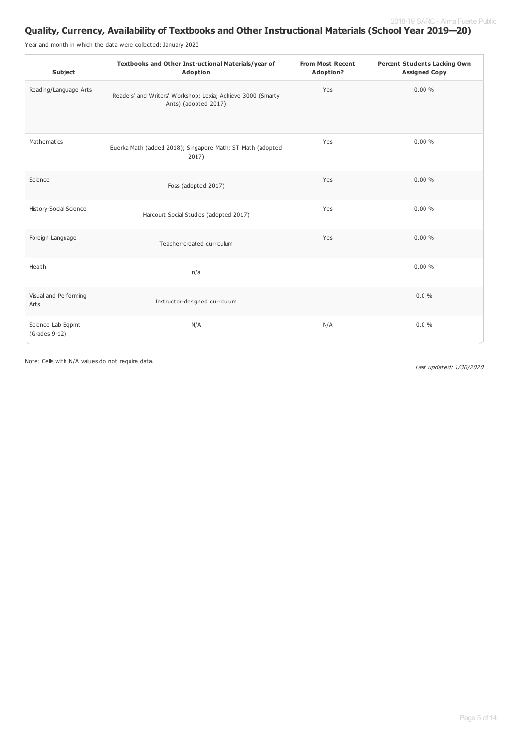## Quality, Currency, Availability of Textbooks and Other Instructional Materials (School Year 2019—20)

Year and month in which the data were collected: January 2020

| Subject | Textbooks and Other Instructional Materials/year of Adoption | From Most Recent Adoption? | Percent Students Lacking Own Assigned Copy |
|---|---|---|---|
| Reading/Language Arts | Readers' and Writers' Workshop; Lexia; Achieve 3000 (Smarty Ants) (adopted 2017) | Yes | 0.00 % |
| Mathematics | Euerka Math (added 2018); Singapore Math; ST Math (adopted 2017) | Yes | 0.00 % |
| Science | Foss (adopted 2017) | Yes | 0.00 % |
| History-Social Science | Harcourt Social Studies (adopted 2017) | Yes | 0.00 % |
| Foreign Language | Teacher-created curriculum | Yes | 0.00 % |
| Health | n/a | | 0.00 % |
| Visual and Performing Arts | Instructor-designed curriculum | | 0.0 % |
| Science Lab Eqpmt (Grades 9-12) | N/A | N/A | 0.0 % |

Note: Cells with N/A values do not require data.

*Last updated: 1/30/2020*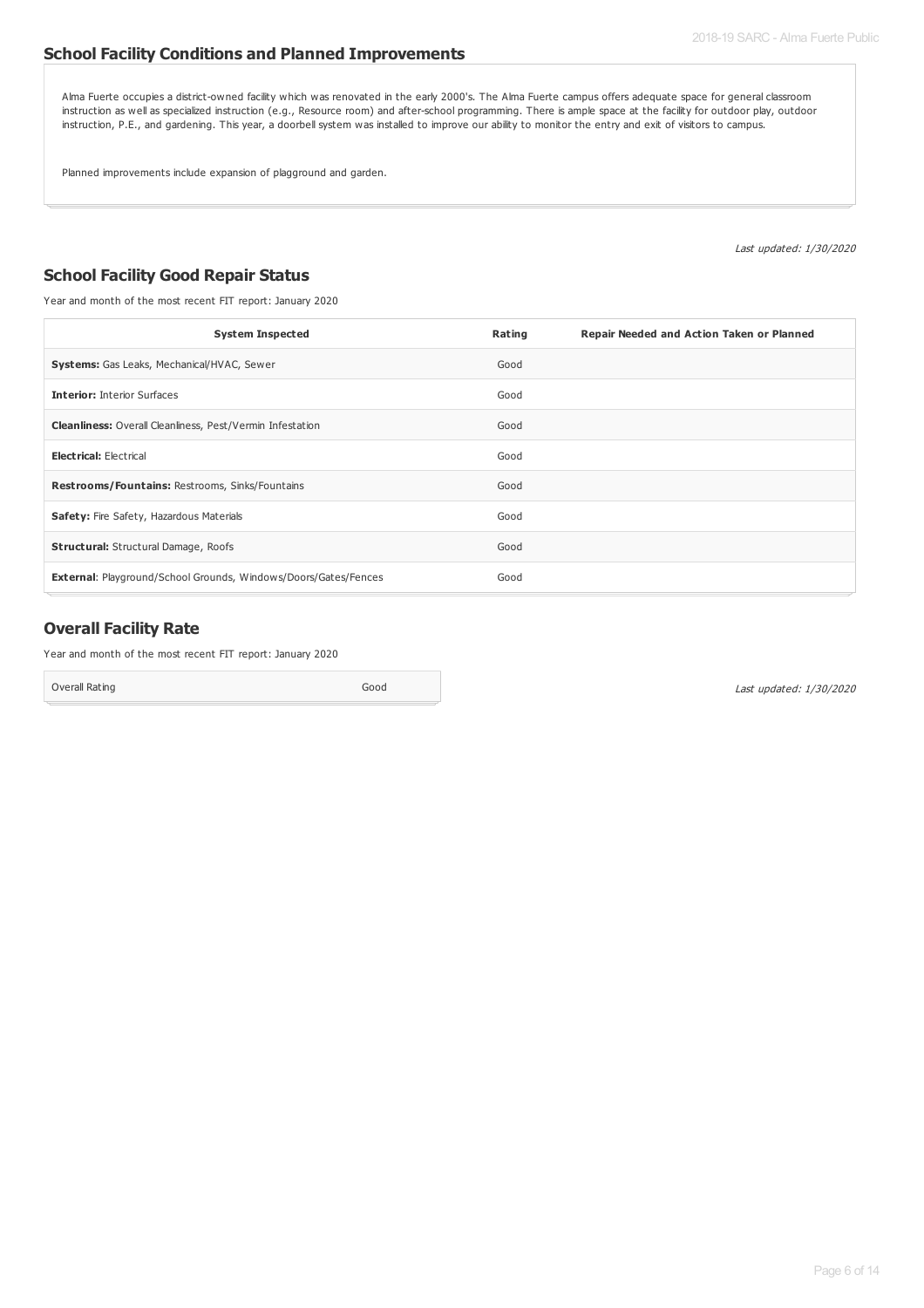## School Facility Conditions and Planned Improvements

Alma Fuerte occupies a district-owned facility which was renovated in the early 2000's. The Alma Fuerte campus offers adequate space for general classroom instruction as well as specialized instruction (e.g., Resource room) and after-school programming. There is ample space at the facility for outdoor play, outdoor instruction, P.E., and gardening. This year, a doorbell system was installed to improve our ability to monitor the entry and exit of visitors to campus.

Planned improvements include expansion of plagground and garden.

*Last updated: 1/30/2020*

## School Facility Good Repair Status

Year and month of the most recent FIT report: January 2020

| System Inspected | Rating | Repair Needed and Action Taken or Planned |
|---|---|---|
| **Systems:** Gas Leaks, Mechanical/HVAC, Sewer | Good | |
| **Interior:** Interior Surfaces | Good | |
| **Cleanliness:** Overall Cleanliness, Pest/Vermin Infestation | Good | |
| **Electrical:** Electrical | Good | |
| **Restrooms/Fountains:** Restrooms, Sinks/Fountains | Good | |
| **Safety:** Fire Safety, Hazardous Materials | Good | |
| **Structural:** Structural Damage, Roofs | Good | |
| **External**: Playground/School Grounds, Windows/Doors/Gates/Fences | Good | |

## Overall Facility Rate

Year and month of the most recent FIT report: January 2020

| | |
|---|---|
| Overall Rating | Good |

*Last updated: 1/30/2020*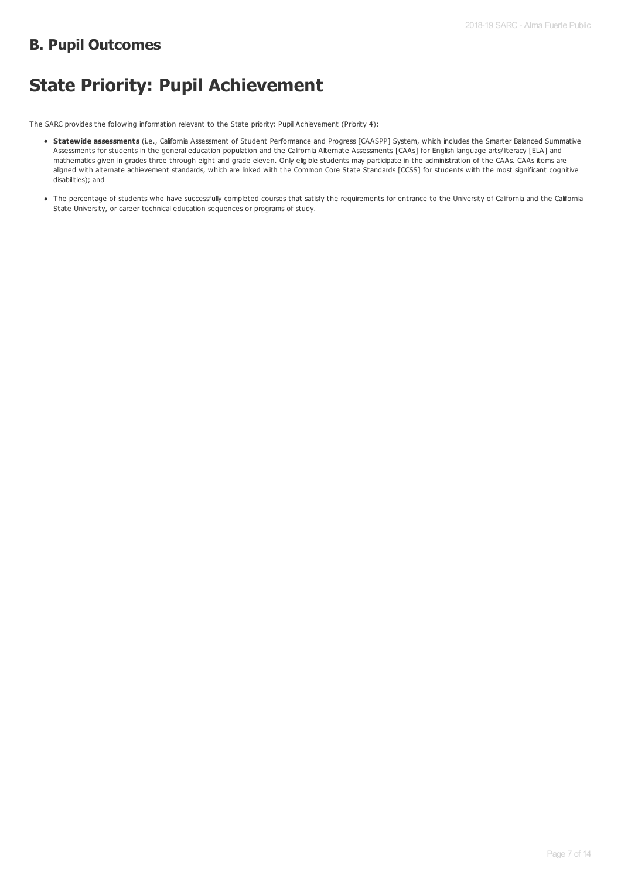## B. Pupil Outcomes

# State Priority: Pupil Achievement

The SARC provides the following information relevant to the State priority: Pupil Achievement (Priority 4):

- **Statewide assessments** (i.e., California Assessment of Student Performance and Progress [CAASPP] System, which includes the Smarter Balanced Summative Assessments for students in the general education population and the California Alternate Assessments [CAAs] for English language arts/literacy [ELA] and mathematics given in grades three through eight and grade eleven. Only eligible students may participate in the administration of the CAAs. CAAs items are aligned with alternate achievement standards, which are linked with the Common Core State Standards [CCSS] for students with the most significant cognitive disabilities); and
- The percentage of students who have successfully completed courses that satisfy the requirements for entrance to the University of California and the California State University, or career technical education sequences or programs of study.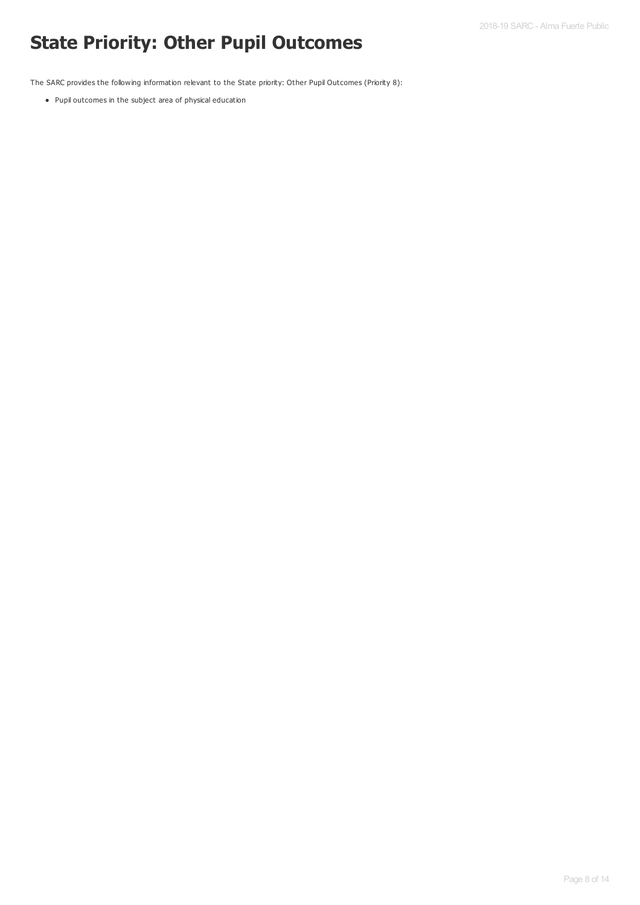# State Priority: Other Pupil Outcomes

The SARC provides the following information relevant to the State priority: Other Pupil Outcomes (Priority 8):

- Pupil outcomes in the subject area of physical education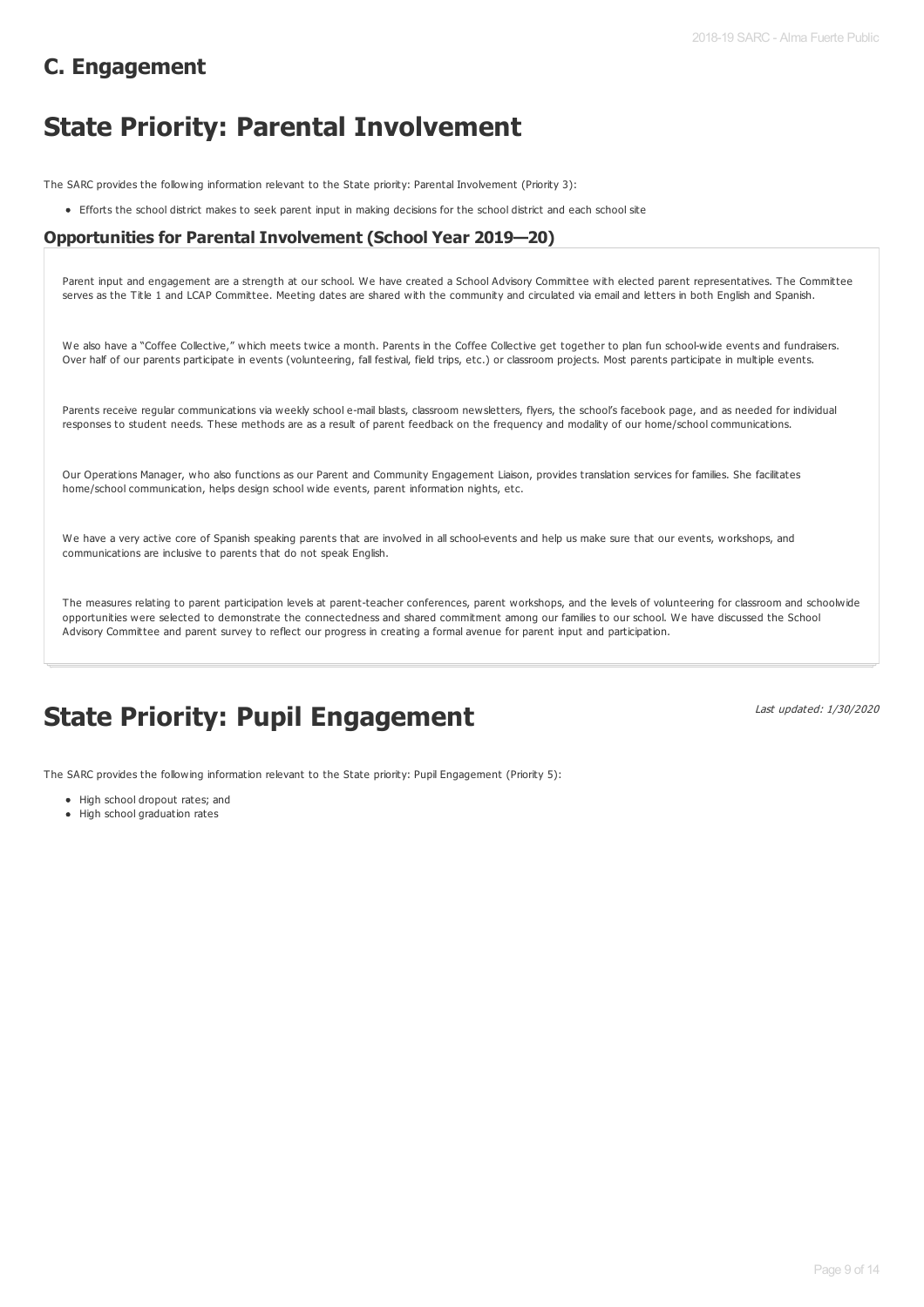## C. Engagement

# State Priority: Parental Involvement

The SARC provides the following information relevant to the State priority: Parental Involvement (Priority 3):

- Efforts the school district makes to seek parent input in making decisions for the school district and each school site

### Opportunities for Parental Involvement (School Year 2019—20)

Parent input and engagement are a strength at our school. We have created a School Advisory Committee with elected parent representatives. The Committee serves as the Title 1 and LCAP Committee. Meeting dates are shared with the community and circulated via email and letters in both English and Spanish.

We also have a "Coffee Collective," which meets twice a month. Parents in the Coffee Collective get together to plan fun school-wide events and fundraisers. Over half of our parents participate in events (volunteering, fall festival, field trips, etc.) or classroom projects. Most parents participate in multiple events.

Parents receive regular communications via weekly school e-mail blasts, classroom newsletters, flyers, the school's facebook page, and as needed for individual responses to student needs. These methods are as a result of parent feedback on the frequency and modality of our home/school communications.

Our Operations Manager, who also functions as our Parent and Community Engagement Liaison, provides translation services for families. She facilitates home/school communication, helps design school wide events, parent information nights, etc.

We have a very active core of Spanish speaking parents that are involved in all school-events and help us make sure that our events, workshops, and communications are inclusive to parents that do not speak English.

The measures relating to parent participation levels at parent-teacher conferences, parent workshops, and the levels of volunteering for classroom and schoolwide opportunities were selected to demonstrate the connectedness and shared commitment among our families to our school. We have discussed the School Advisory Committee and parent survey to reflect our progress in creating a formal avenue for parent input and participation.

# State Priority: Pupil Engagement

*Last updated: 1/30/2020*

The SARC provides the following information relevant to the State priority: Pupil Engagement (Priority 5):

- High school dropout rates; and
- High school graduation rates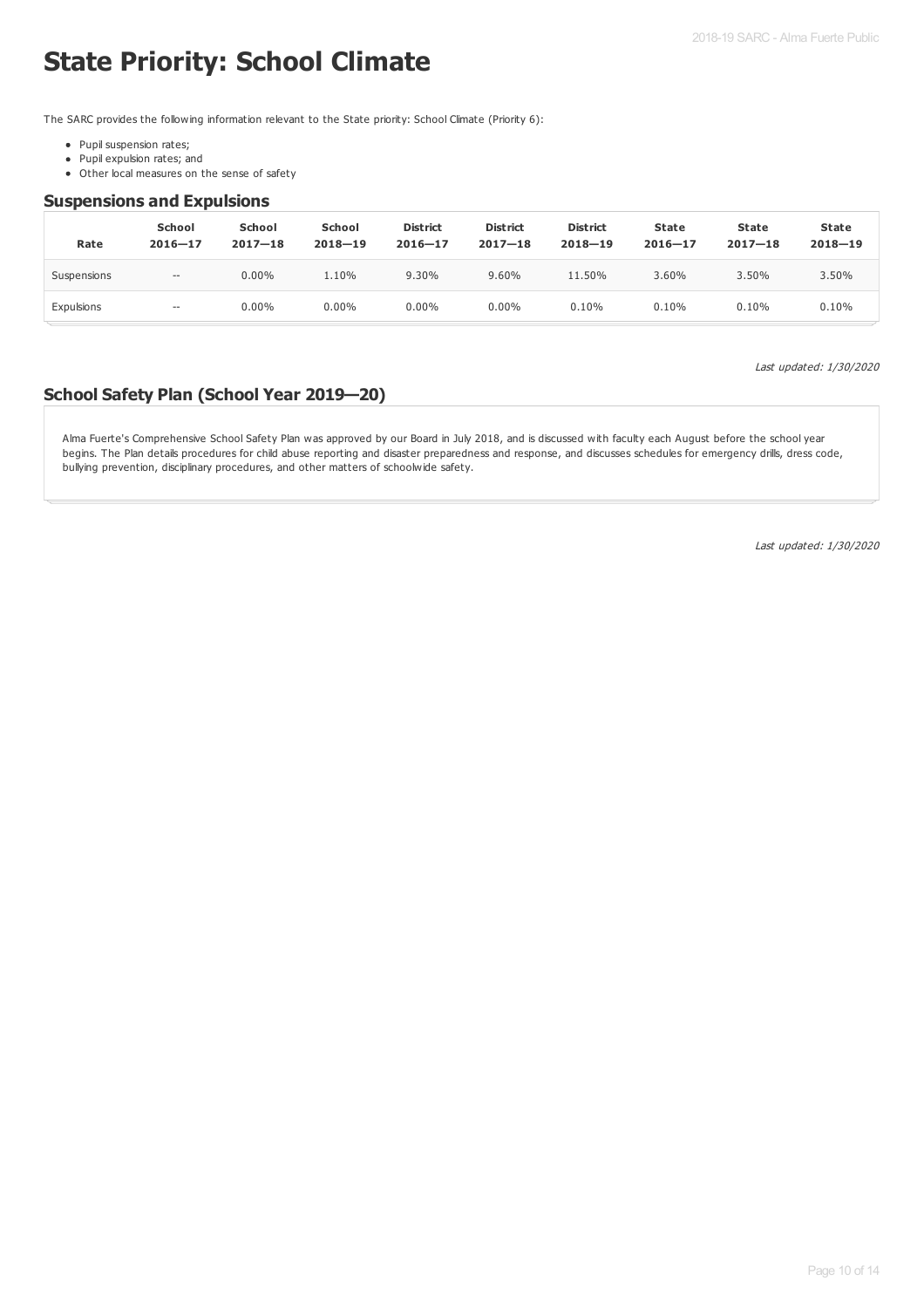# State Priority: School Climate

The SARC provides the following information relevant to the State priority: School Climate (Priority 6):

- Pupil suspension rates;
- Pupil expulsion rates; and
- Other local measures on the sense of safety

## Suspensions and Expulsions

| Rate | School 2016—17 | School 2017—18 | School 2018—19 | District 2016—17 | District 2017—18 | District 2018—19 | State 2016—17 | State 2017—18 | State 2018—19 |
|---|---|---|---|---|---|---|---|---|---|
| Suspensions | -- | 0.00% | 1.10% | 9.30% | 9.60% | 11.50% | 3.60% | 3.50% | 3.50% |
| Expulsions | -- | 0.00% | 0.00% | 0.00% | 0.00% | 0.10% | 0.10% | 0.10% | 0.10% |

*Last updated: 1/30/2020*

## School Safety Plan (School Year 2019—20)

Alma Fuerte's Comprehensive School Safety Plan was approved by our Board in July 2018, and is discussed with faculty each August before the school year begins. The Plan details procedures for child abuse reporting and disaster preparedness and response, and discusses schedules for emergency drills, dress code, bullying prevention, disciplinary procedures, and other matters of schoolwide safety.

*Last updated: 1/30/2020*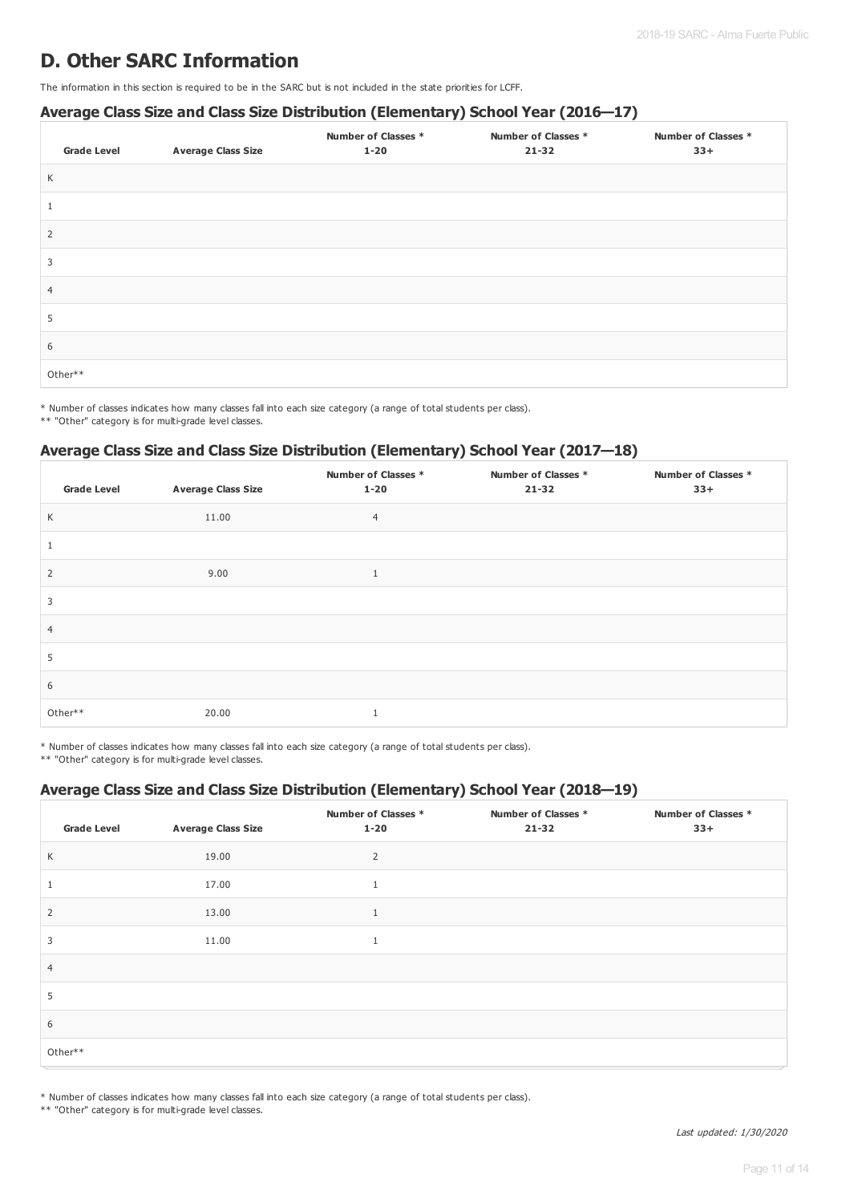# D. Other SARC Information

The information in this section is required to be in the SARC but is not included in the state priorities for LCFF.

### Average Class Size and Class Size Distribution (Elementary) School Year (2016—17)

| Grade Level | Average Class Size | Number of Classes * 1-20 | Number of Classes * 21-32 | Number of Classes * 33+ |
|---|---|---|---|---|
| K | | | | |
| 1 | | | | |
| 2 | | | | |
| 3 | | | | |
| 4 | | | | |
| 5 | | | | |
| 6 | | | | |
| Other** | | | | |

\* Number of classes indicates how many classes fall into each size category (a range of total students per class).
** "Other" category is for multi-grade level classes.

### Average Class Size and Class Size Distribution (Elementary) School Year (2017—18)

| Grade Level | Average Class Size | Number of Classes * 1-20 | Number of Classes * 21-32 | Number of Classes * 33+ |
|---|---|---|---|---|
| K | 11.00 | 4 | | |
| 1 | | | | |
| 2 | 9.00 | 1 | | |
| 3 | | | | |
| 4 | | | | |
| 5 | | | | |
| 6 | | | | |
| Other** | 20.00 | 1 | | |

\* Number of classes indicates how many classes fall into each size category (a range of total students per class).
** "Other" category is for multi-grade level classes.

### Average Class Size and Class Size Distribution (Elementary) School Year (2018—19)

| Grade Level | Average Class Size | Number of Classes * 1-20 | Number of Classes * 21-32 | Number of Classes * 33+ |
|---|---|---|---|---|
| K | 19.00 | 2 | | |
| 1 | 17.00 | 1 | | |
| 2 | 13.00 | 1 | | |
| 3 | 11.00 | 1 | | |
| 4 | | | | |
| 5 | | | | |
| 6 | | | | |
| Other** | | | | |

\* Number of classes indicates how many classes fall into each size category (a range of total students per class).
** "Other" category is for multi-grade level classes.

*Last updated: 1/30/2020*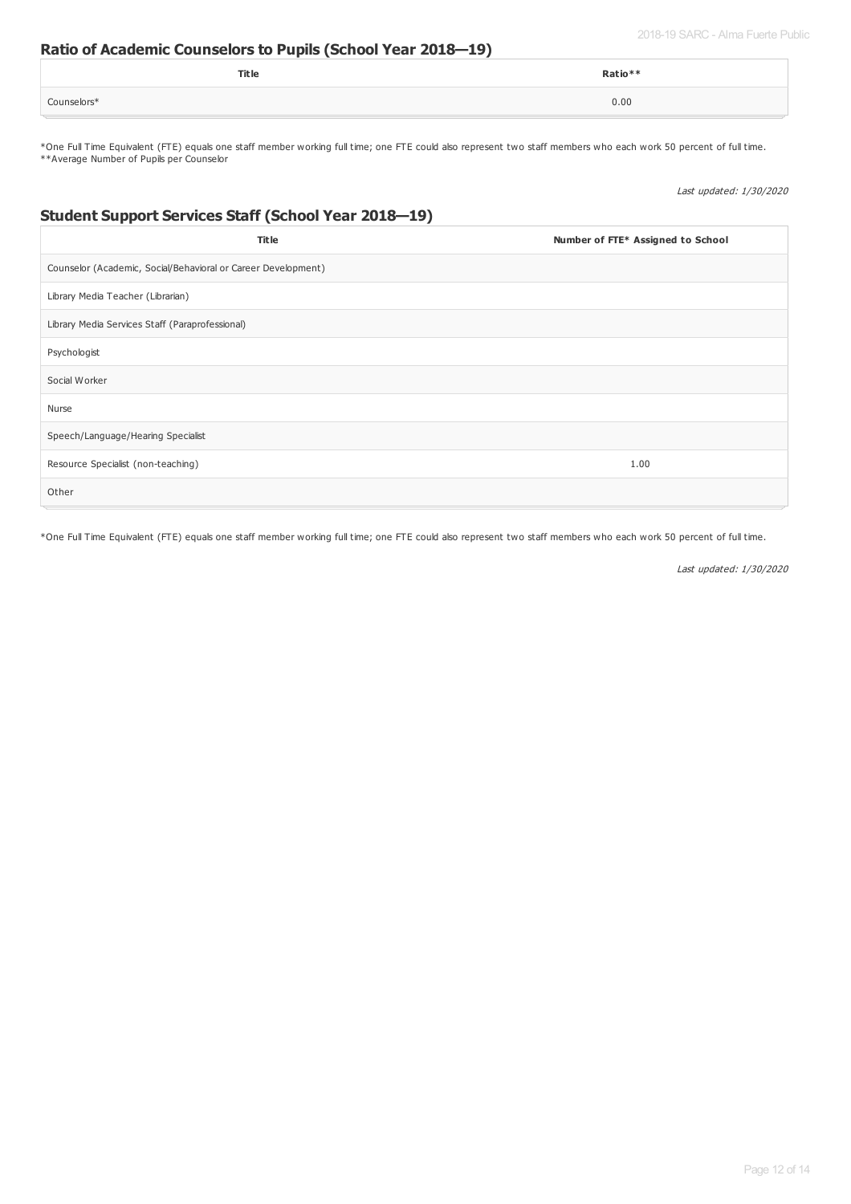## Ratio of Academic Counselors to Pupils (School Year 2018—19)

| Title | Ratio** |
| --- | --- |
| Counselors* | 0.00 |

*One Full Time Equivalent (FTE) equals one staff member working full time; one FTE could also represent two staff members who each work 50 percent of full time.
**Average Number of Pupils per Counselor

*Last updated: 1/30/2020*

## Student Support Services Staff (School Year 2018—19)

| Title | Number of FTE* Assigned to School |
| --- | --- |
| Counselor (Academic, Social/Behavioral or Career Development) | |
| Library Media Teacher (Librarian) | |
| Library Media Services Staff (Paraprofessional) | |
| Psychologist | |
| Social Worker | |
| Nurse | |
| Speech/Language/Hearing Specialist | |
| Resource Specialist (non-teaching) | 1.00 |
| Other | |

*One Full Time Equivalent (FTE) equals one staff member working full time; one FTE could also represent two staff members who each work 50 percent of full time.

*Last updated: 1/30/2020*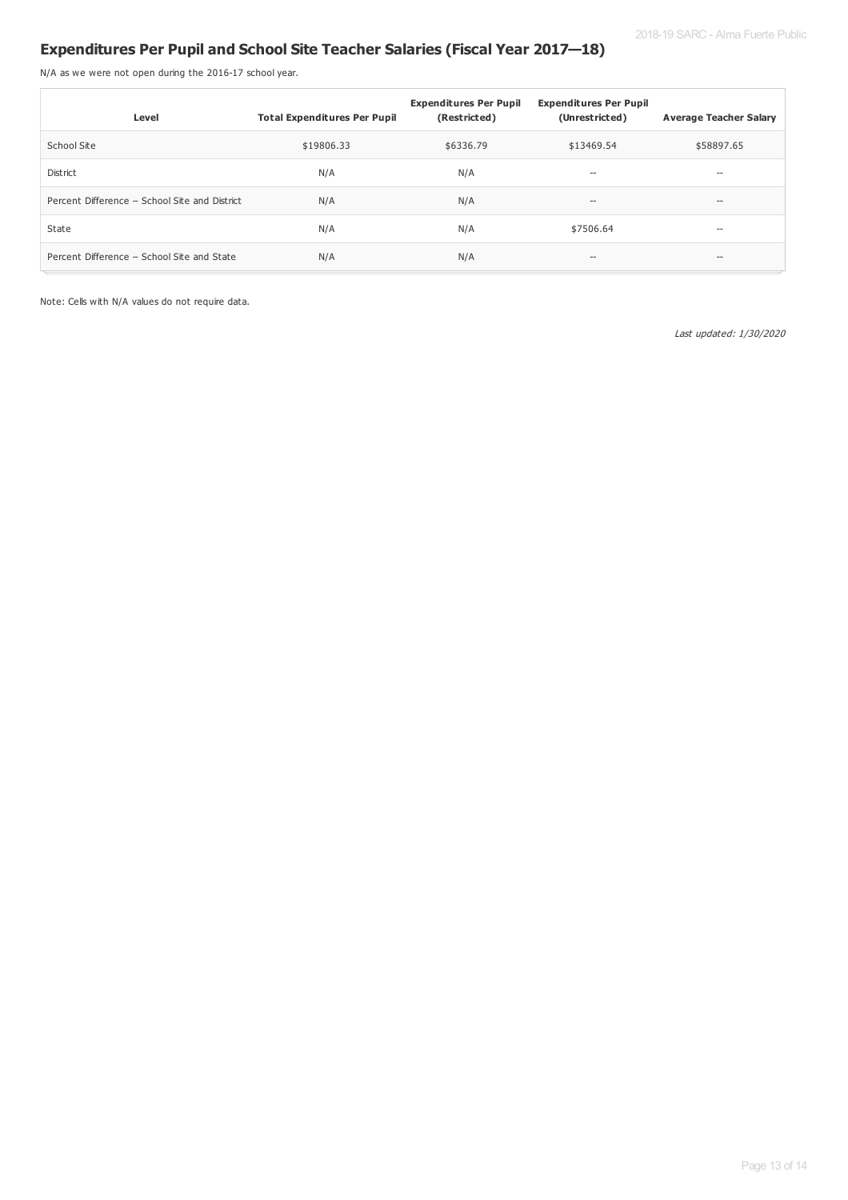## Expenditures Per Pupil and School Site Teacher Salaries (Fiscal Year 2017—18)

N/A as we were not open during the 2016-17 school year.

| Level | Total Expenditures Per Pupil | Expenditures Per Pupil (Restricted) | Expenditures Per Pupil (Unrestricted) | Average Teacher Salary |
|---|---|---|---|---|
| School Site | $19806.33 | $6336.79 | $13469.54 | $58897.65 |
| District | N/A | N/A | -- | -- |
| Percent Difference – School Site and District | N/A | N/A | -- | -- |
| State | N/A | N/A | $7506.64 | -- |
| Percent Difference – School Site and State | N/A | N/A | -- | -- |

Note: Cells with N/A values do not require data.

*Last updated: 1/30/2020*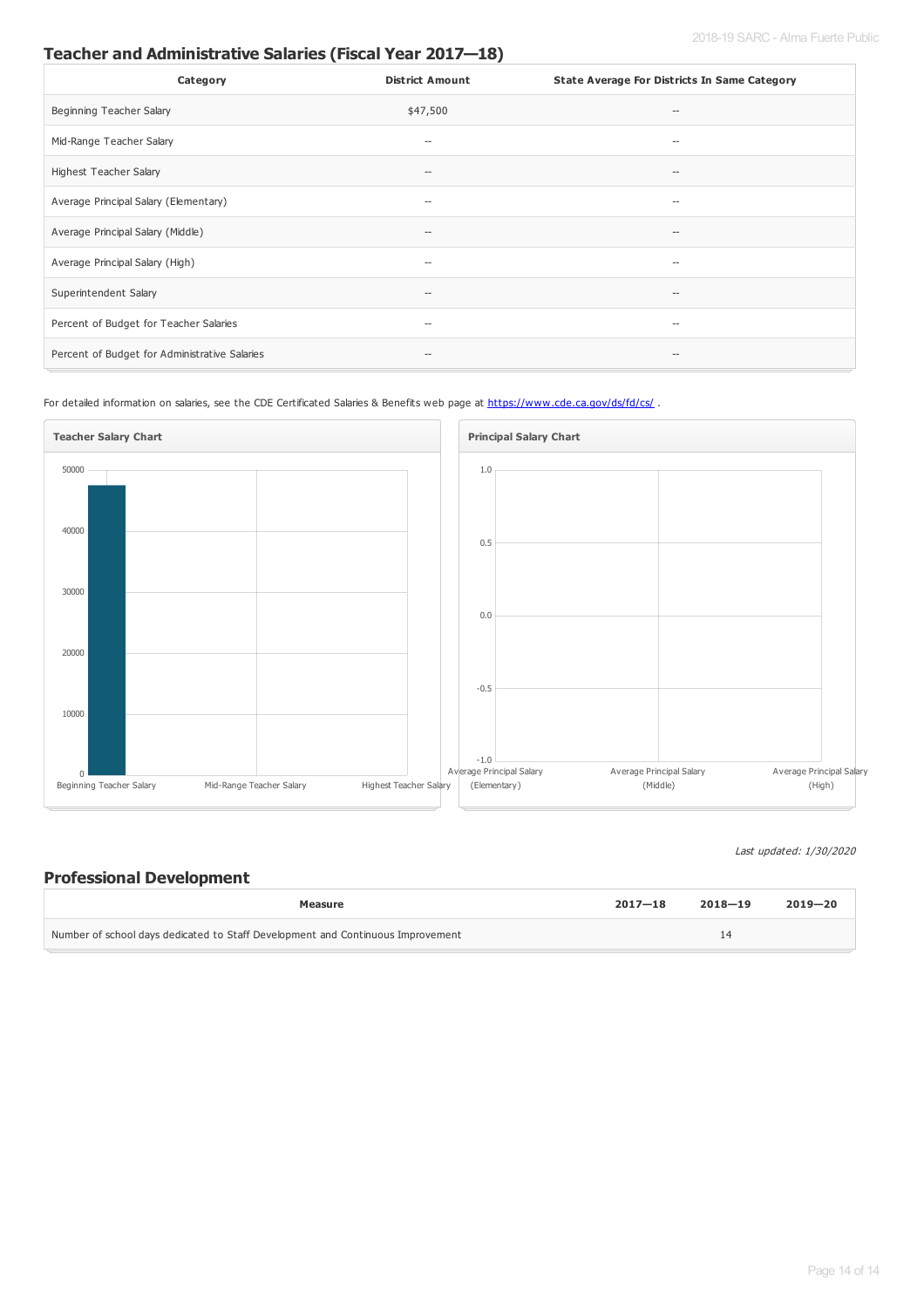## Teacher and Administrative Salaries (Fiscal Year 2017—18)

| Category | District Amount | State Average For Districts In Same Category |
| --- | --- | --- |
| Beginning Teacher Salary | $47,500 | -- |
| Mid-Range Teacher Salary | -- | -- |
| Highest Teacher Salary | -- | -- |
| Average Principal Salary (Elementary) | -- | -- |
| Average Principal Salary (Middle) | -- | -- |
| Average Principal Salary (High) | -- | -- |
| Superintendent Salary | -- | -- |
| Percent of Budget for Teacher Salaries | -- | -- |
| Percent of Budget for Administrative Salaries | -- | -- |

For detailed information on salaries, see the CDE Certificated Salaries & Benefits web page at https://www.cde.ca.gov/ds/fd/cs/ .

**Teacher Salary Chart**

50000
40000
30000
20000
10000
0
Beginning Teacher Salary
Mid-Range Teacher Salary
Highest Teacher Salary

**Principal Salary Chart**

1.0
0.5
0.0
-0.5
-1.0
Average Principal Salary (Elementary)
Average Principal Salary (Middle)
Average Principal Salary (High)

*Last updated: 1/30/2020*

## Professional Development

| Measure | 2017—18 | 2018—19 | 2019—20 |
| --- | --- | --- | --- |
| Number of school days dedicated to Staff Development and Continuous Improvement | | 14 | |